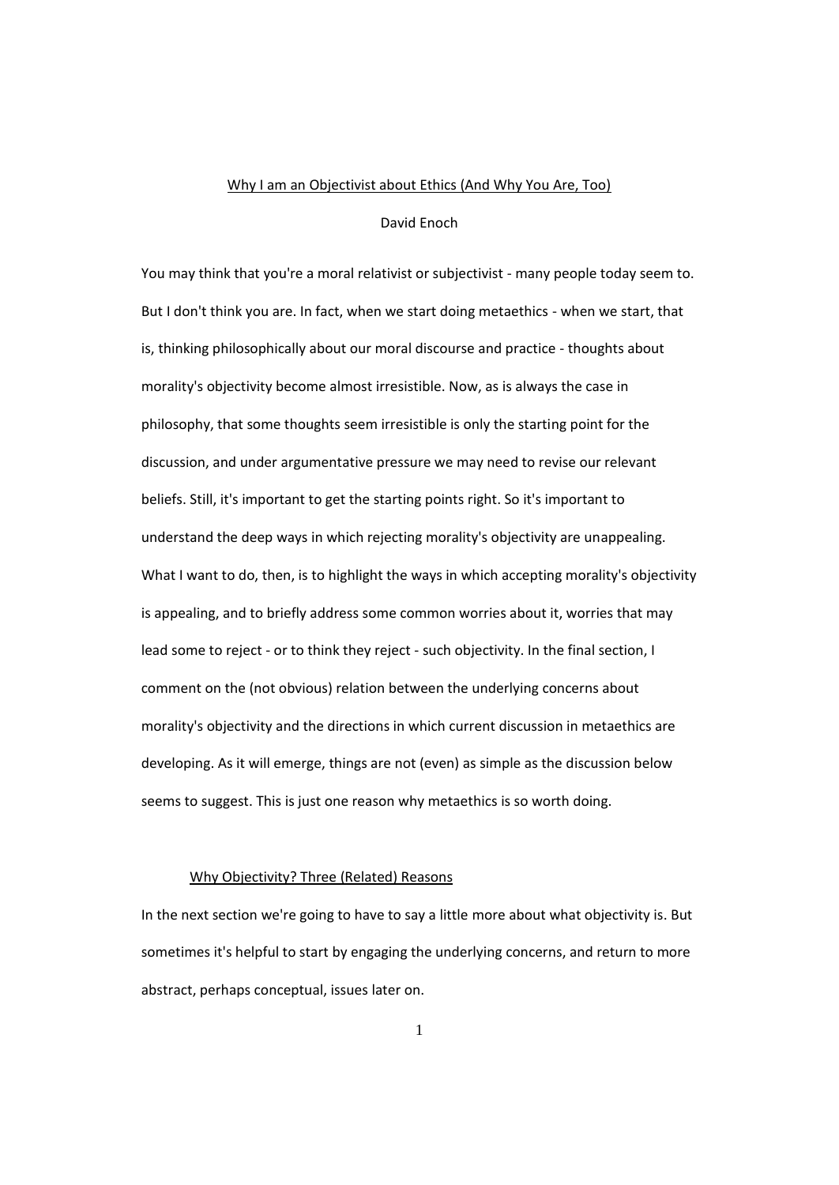# Why I am an Objectivist about Ethics (And Why You Are, Too)

David Enoch

You may think that you're a moral relativist or subjectivist - many people today seem to. But I don't think you are. In fact, when we start doing metaethics - when we start, that is, thinking philosophically about our moral discourse and practice - thoughts about morality's objectivity become almost irresistible. Now, as is always the case in philosophy, that some thoughts seem irresistible is only the starting point for the discussion, and under argumentative pressure we may need to revise our relevant beliefs. Still, it's important to get the starting points right. So it's important to understand the deep ways in which rejecting morality's objectivity are unappealing. What I want to do, then, is to highlight the ways in which accepting morality's objectivity is appealing, and to briefly address some common worries about it, worries that may lead some to reject - or to think they reject - such objectivity. In the final section, I comment on the (not obvious) relation between the underlying concerns about morality's objectivity and the directions in which current discussion in metaethics are developing. As it will emerge, things are not (even) as simple as the discussion below seems to suggest. This is just one reason why metaethics is so worth doing.

## Why Objectivity? Three (Related) Reasons

In the next section we're going to have to say a little more about what objectivity is. But sometimes it's helpful to start by engaging the underlying concerns, and return to more abstract, perhaps conceptual, issues later on.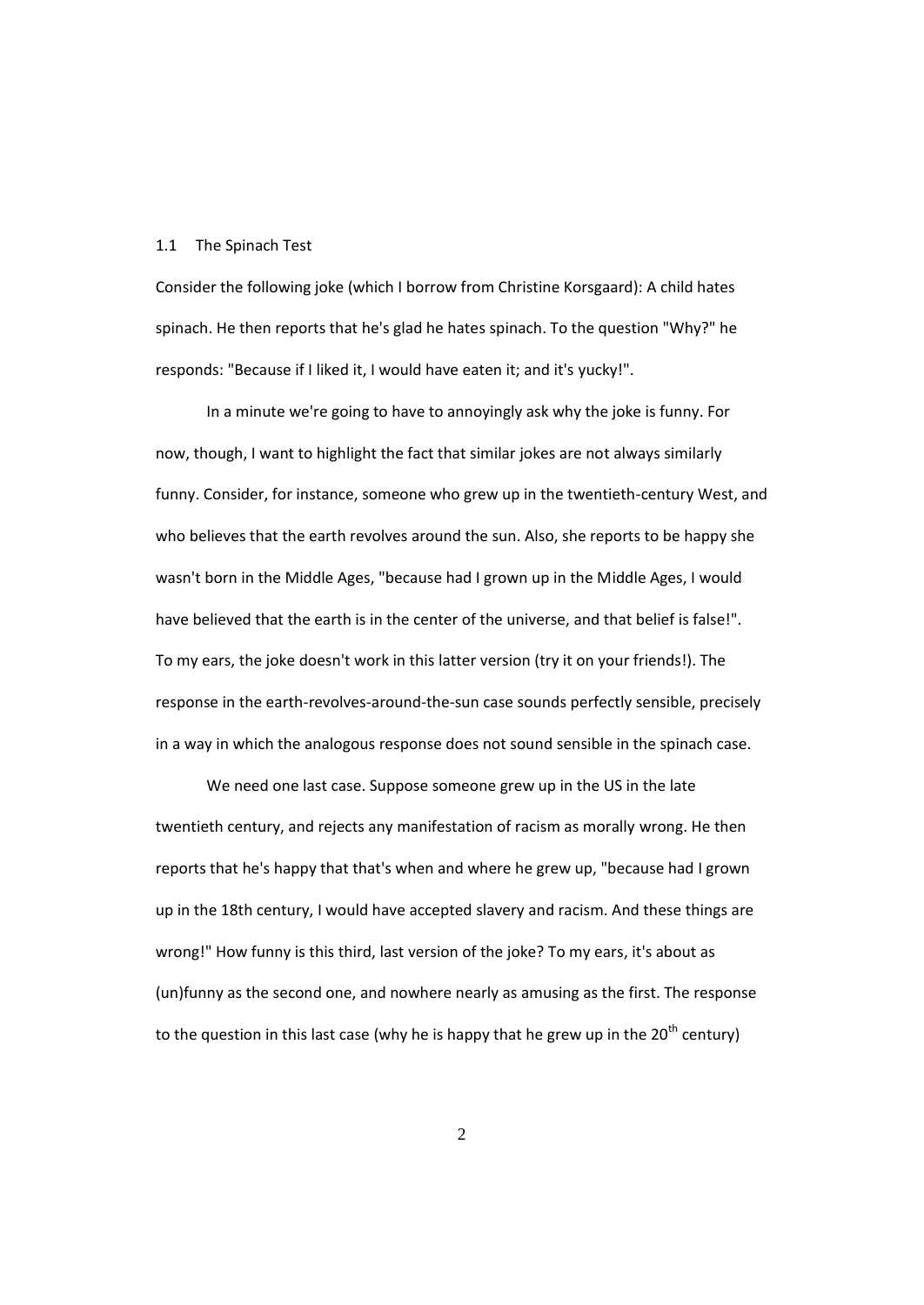## 1.1 The Spinach Test

Consider the following joke (which I borrow from Christine Korsgaard): A child hates spinach. He then reports that he's glad he hates spinach. To the question "Why?" he responds: "Because if I liked it, I would have eaten it; and it's yucky!".

In a minute we're going to have to annoyingly ask why the joke is funny. For now, though, I want to highlight the fact that similar jokes are not always similarly funny. Consider, for instance, someone who grew up in the twentieth-century West, and who believes that the earth revolves around the sun. Also, she reports to be happy she wasn't born in the Middle Ages, "because had I grown up in the Middle Ages, I would have believed that the earth is in the center of the universe, and that belief is false!". To my ears, the joke doesn't work in this latter version (try it on your friends!). The response in the earth-revolves-around-the-sun case sounds perfectly sensible, precisely in a way in which the analogous response does not sound sensible in the spinach case.

We need one last case. Suppose someone grew up in the US in the late twentieth century, and rejects any manifestation of racism as morally wrong. He then reports that he's happy that that's when and where he grew up, "because had I grown up in the 18th century, I would have accepted slavery and racism. And these things are wrong!" How funny is this third, last version of the joke? To my ears, it's about as (un)funny as the second one, and nowhere nearly as amusing as the first. The response to the question in this last case (why he is happy that he grew up in the 20th century)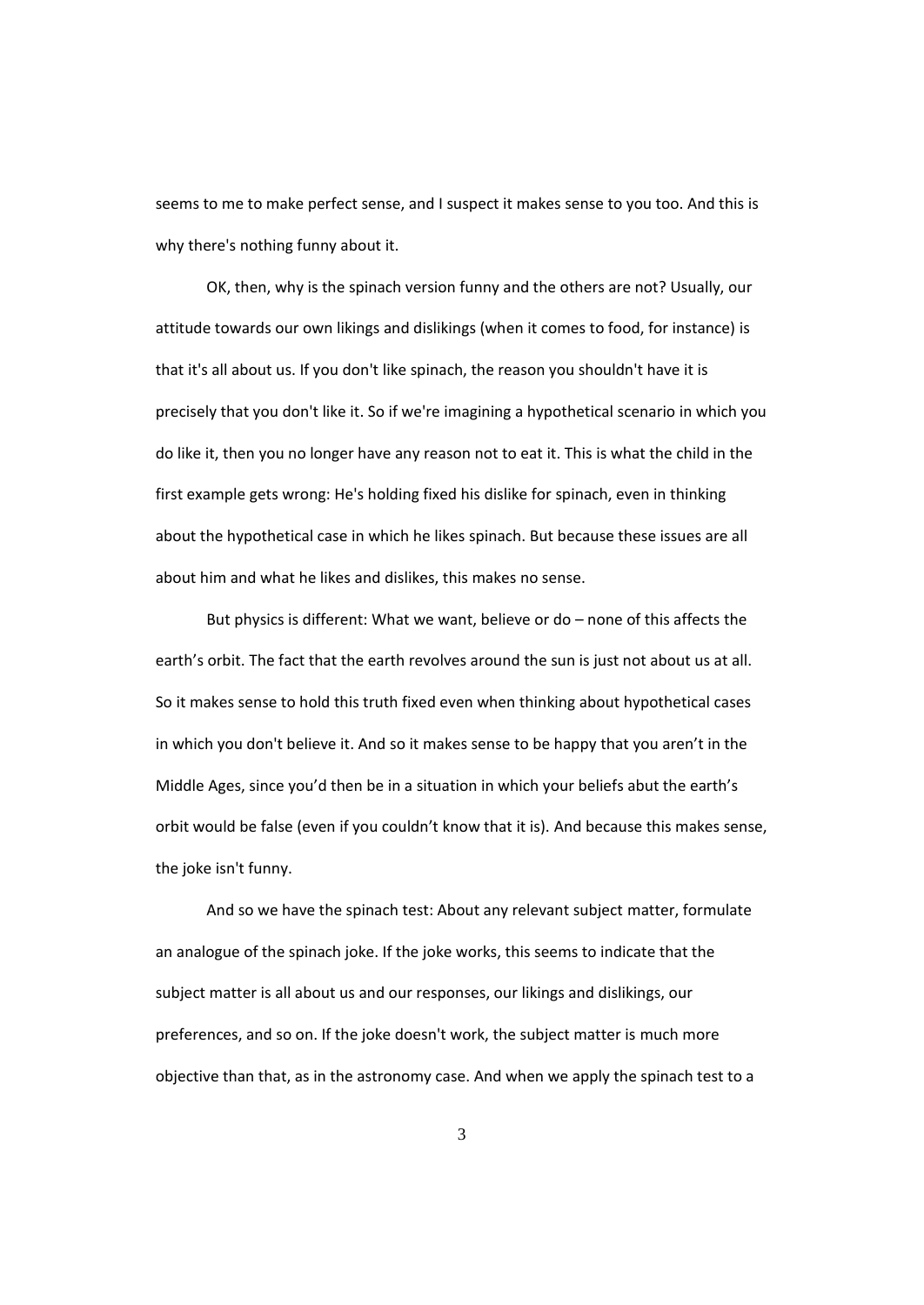seems to me to make perfect sense, and I suspect it makes sense to you too. And this is why there's nothing funny about it.

OK, then, why is the spinach version funny and the others are not? Usually, our attitude towards our own likings and dislikings (when it comes to food, for instance) is that it's all about us. If you don't like spinach, the reason you shouldn't have it is precisely that you don't like it. So if we're imagining a hypothetical scenario in which you do like it, then you no longer have any reason not to eat it. This is what the child in the first example gets wrong: He's holding fixed his dislike for spinach, even in thinking about the hypothetical case in which he likes spinach. But because these issues are all about him and what he likes and dislikes, this makes no sense.

But physics is different: What we want, believe or do – none of this affects the earth's orbit. The fact that the earth revolves around the sun is just not about us at all. So it makes sense to hold this truth fixed even when thinking about hypothetical cases in which you don't believe it. And so it makes sense to be happy that you aren't in the Middle Ages, since you'd then be in a situation in which your beliefs abut the earth's orbit would be false (even if you couldn't know that it is). And because this makes sense, the joke isn't funny.

And so we have the spinach test: About any relevant subject matter, formulate an analogue of the spinach joke. If the joke works, this seems to indicate that the subject matter is all about us and our responses, our likings and dislikings, our preferences, and so on. If the joke doesn't work, the subject matter is much more objective than that, as in the astronomy case. And when we apply the spinach test to a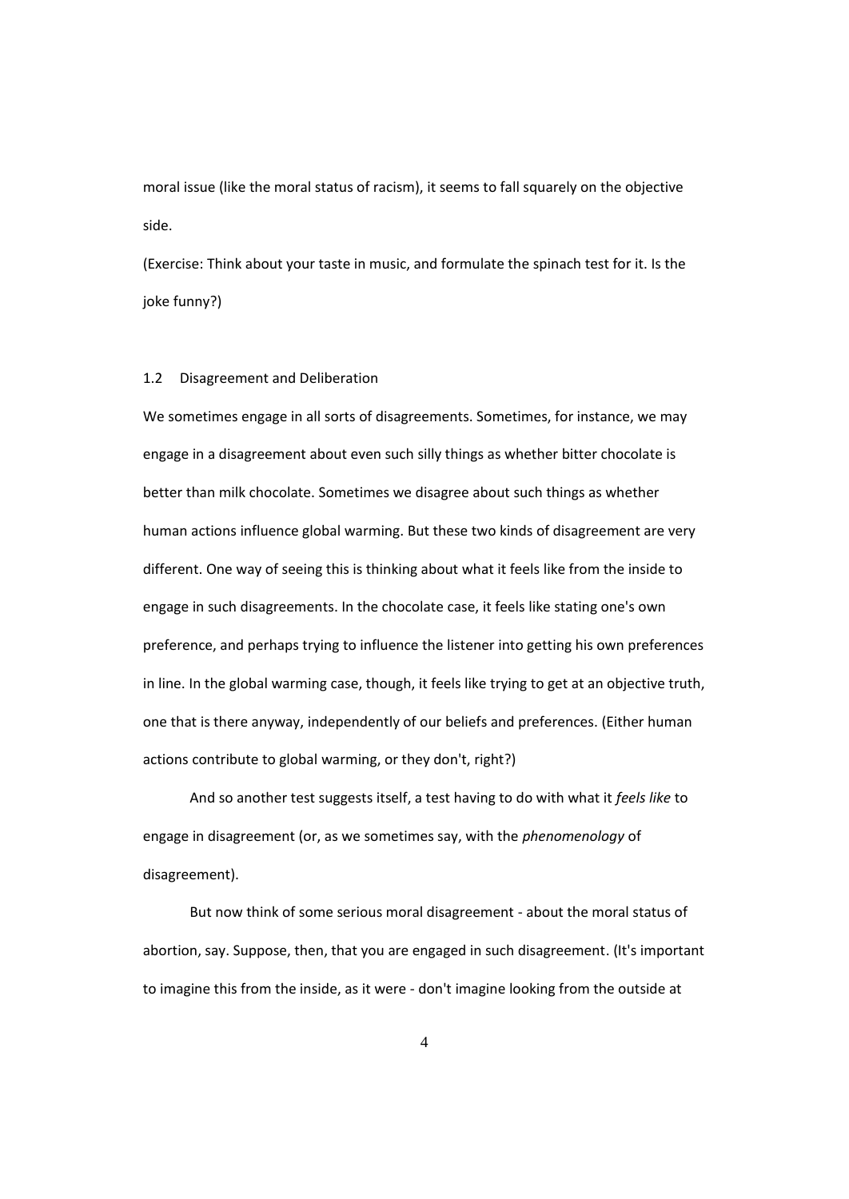moral issue (like the moral status of racism), it seems to fall squarely on the objective side.

(Exercise: Think about your taste in music, and formulate the spinach test for it. Is the joke funny?)

### 1.2 Disagreement and Deliberation

We sometimes engage in all sorts of disagreements. Sometimes, for instance, we may engage in a disagreement about even such silly things as whether bitter chocolate is better than milk chocolate. Sometimes we disagree about such things as whether human actions influence global warming. But these two kinds of disagreement are very different. One way of seeing this is thinking about what it feels like from the inside to engage in such disagreements. In the chocolate case, it feels like stating one's own preference, and perhaps trying to influence the listener into getting his own preferences in line. In the global warming case, though, it feels like trying to get at an objective truth, one that is there anyway, independently of our beliefs and preferences. (Either human actions contribute to global warming, or they don't, right?)

And so another test suggests itself, a test having to do with what it *feels like* to engage in disagreement (or, as we sometimes say, with the *phenomenology* of disagreement).

But now think of some serious moral disagreement - about the moral status of abortion, say. Suppose, then, that you are engaged in such disagreement. (It's important to imagine this from the inside, as it were - don't imagine looking from the outside at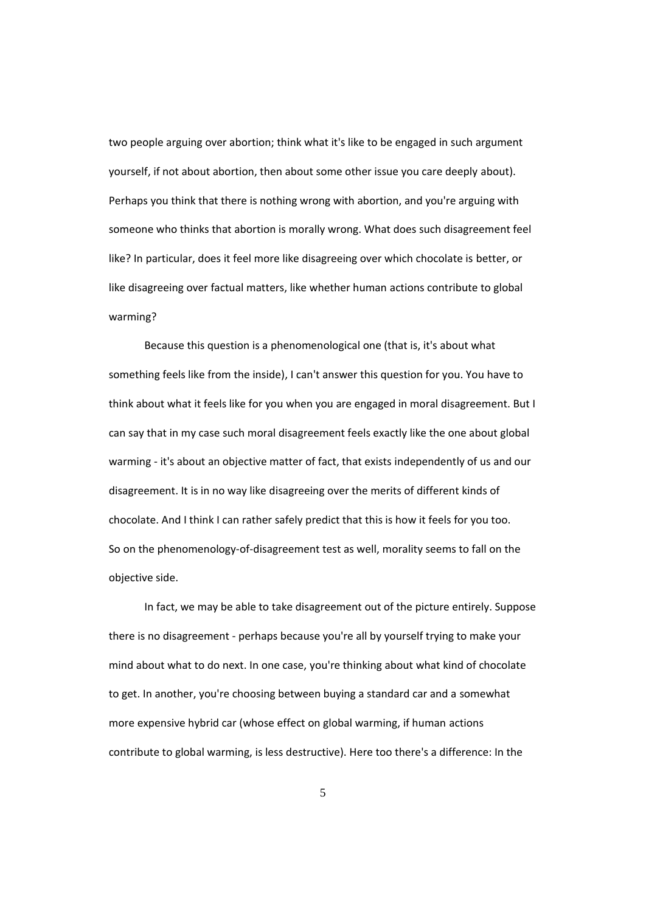two people arguing over abortion; think what it's like to be engaged in such argument yourself, if not about abortion, then about some other issue you care deeply about). Perhaps you think that there is nothing wrong with abortion, and you're arguing with someone who thinks that abortion is morally wrong. What does such disagreement feel like? In particular, does it feel more like disagreeing over which chocolate is better, or like disagreeing over factual matters, like whether human actions contribute to global warming?

Because this question is a phenomenological one (that is, it's about what something feels like from the inside), I can't answer this question for you. You have to think about what it feels like for you when you are engaged in moral disagreement. But I can say that in my case such moral disagreement feels exactly like the one about global warming - it's about an objective matter of fact, that exists independently of us and our disagreement. It is in no way like disagreeing over the merits of different kinds of chocolate. And I think I can rather safely predict that this is how it feels for you too. So on the phenomenology-of-disagreement test as well, morality seems to fall on the objective side.

In fact, we may be able to take disagreement out of the picture entirely. Suppose there is no disagreement - perhaps because you're all by yourself trying to make your mind about what to do next. In one case, you're thinking about what kind of chocolate to get. In another, you're choosing between buying a standard car and a somewhat more expensive hybrid car (whose effect on global warming, if human actions contribute to global warming, is less destructive). Here too there's a difference: In the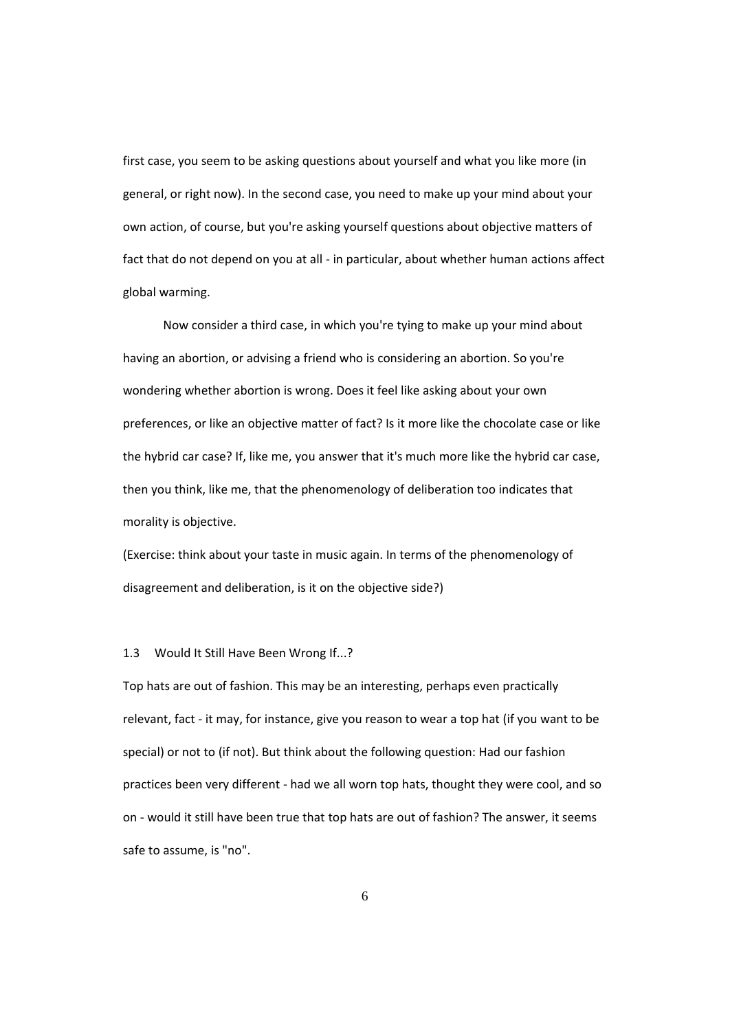first case, you seem to be asking questions about yourself and what you like more (in general, or right now). In the second case, you need to make up your mind about your own action, of course, but you're asking yourself questions about objective matters of fact that do not depend on you at all - in particular, about whether human actions affect global warming.

Now consider a third case, in which you're tying to make up your mind about having an abortion, or advising a friend who is considering an abortion. So you're wondering whether abortion is wrong. Does it feel like asking about your own preferences, or like an objective matter of fact? Is it more like the chocolate case or like the hybrid car case? If, like me, you answer that it's much more like the hybrid car case, then you think, like me, that the phenomenology of deliberation too indicates that morality is objective.

(Exercise: think about your taste in music again. In terms of the phenomenology of disagreement and deliberation, is it on the objective side?)

### 1.3 Would It Still Have Been Wrong If...?

Top hats are out of fashion. This may be an interesting, perhaps even practically relevant, fact - it may, for instance, give you reason to wear a top hat (if you want to be special) or not to (if not). But think about the following question: Had our fashion practices been very different - had we all worn top hats, thought they were cool, and so on - would it still have been true that top hats are out of fashion? The answer, it seems safe to assume, is "no".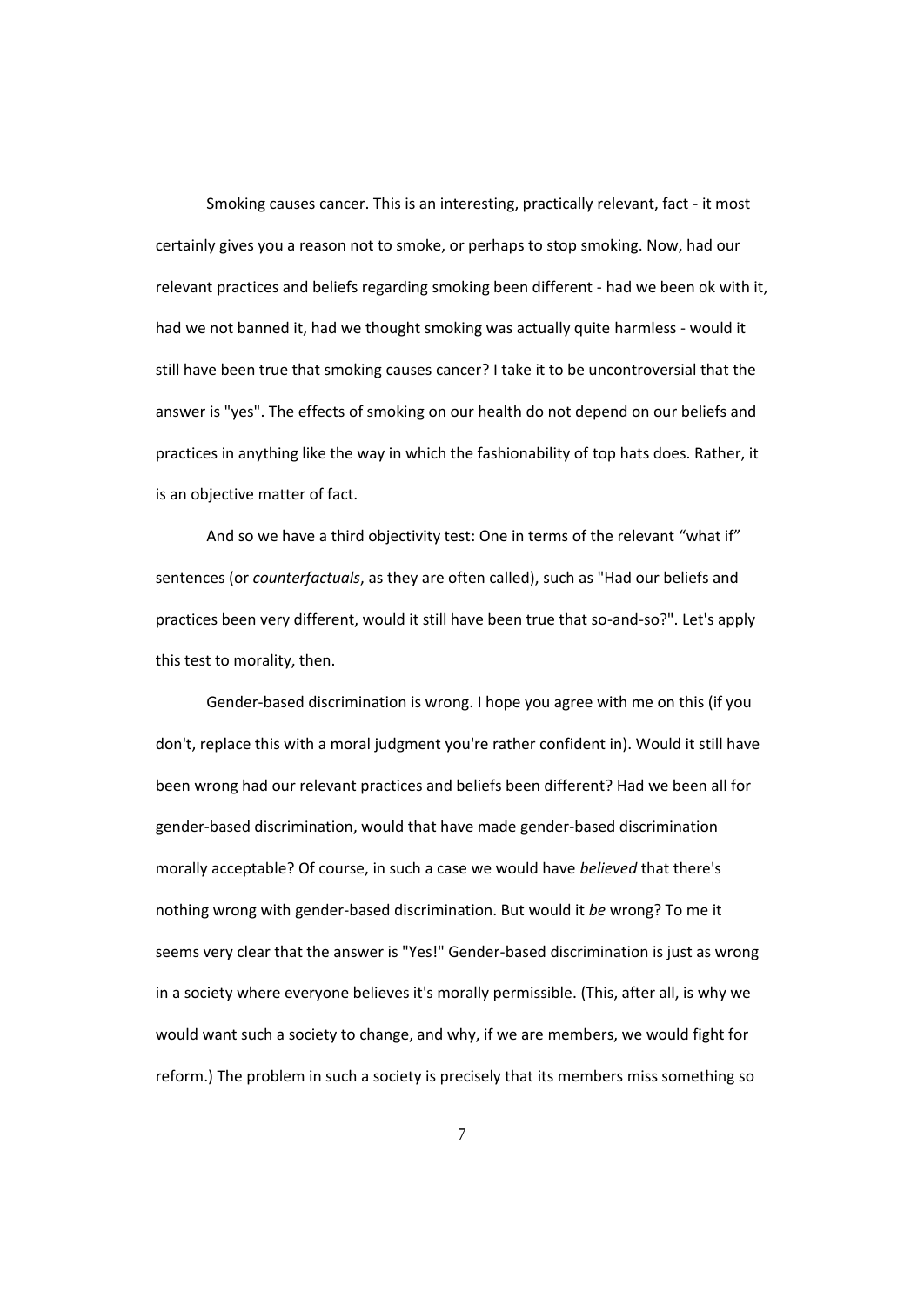Smoking causes cancer. This is an interesting, practically relevant, fact - it most certainly gives you a reason not to smoke, or perhaps to stop smoking. Now, had our relevant practices and beliefs regarding smoking been different - had we been ok with it, had we not banned it, had we thought smoking was actually quite harmless - would it still have been true that smoking causes cancer? I take it to be uncontroversial that the answer is "yes". The effects of smoking on our health do not depend on our beliefs and practices in anything like the way in which the fashionability of top hats does. Rather, it is an objective matter of fact.

And so we have a third objectivity test: One in terms of the relevant "what if" sentences (or *counterfactuals*, as they are often called), such as "Had our beliefs and practices been very different, would it still have been true that so-and-so?". Let's apply this test to morality, then.

Gender-based discrimination is wrong. I hope you agree with me on this (if you don't, replace this with a moral judgment you're rather confident in). Would it still have been wrong had our relevant practices and beliefs been different? Had we been all for gender-based discrimination, would that have made gender-based discrimination morally acceptable? Of course, in such a case we would have *believed* that there's nothing wrong with gender-based discrimination. But would it *be* wrong? To me it seems very clear that the answer is "Yes!" Gender-based discrimination is just as wrong in a society where everyone believes it's morally permissible. (This, after all, is why we would want such a society to change, and why, if we are members, we would fight for reform.) The problem in such a society is precisely that its members miss something so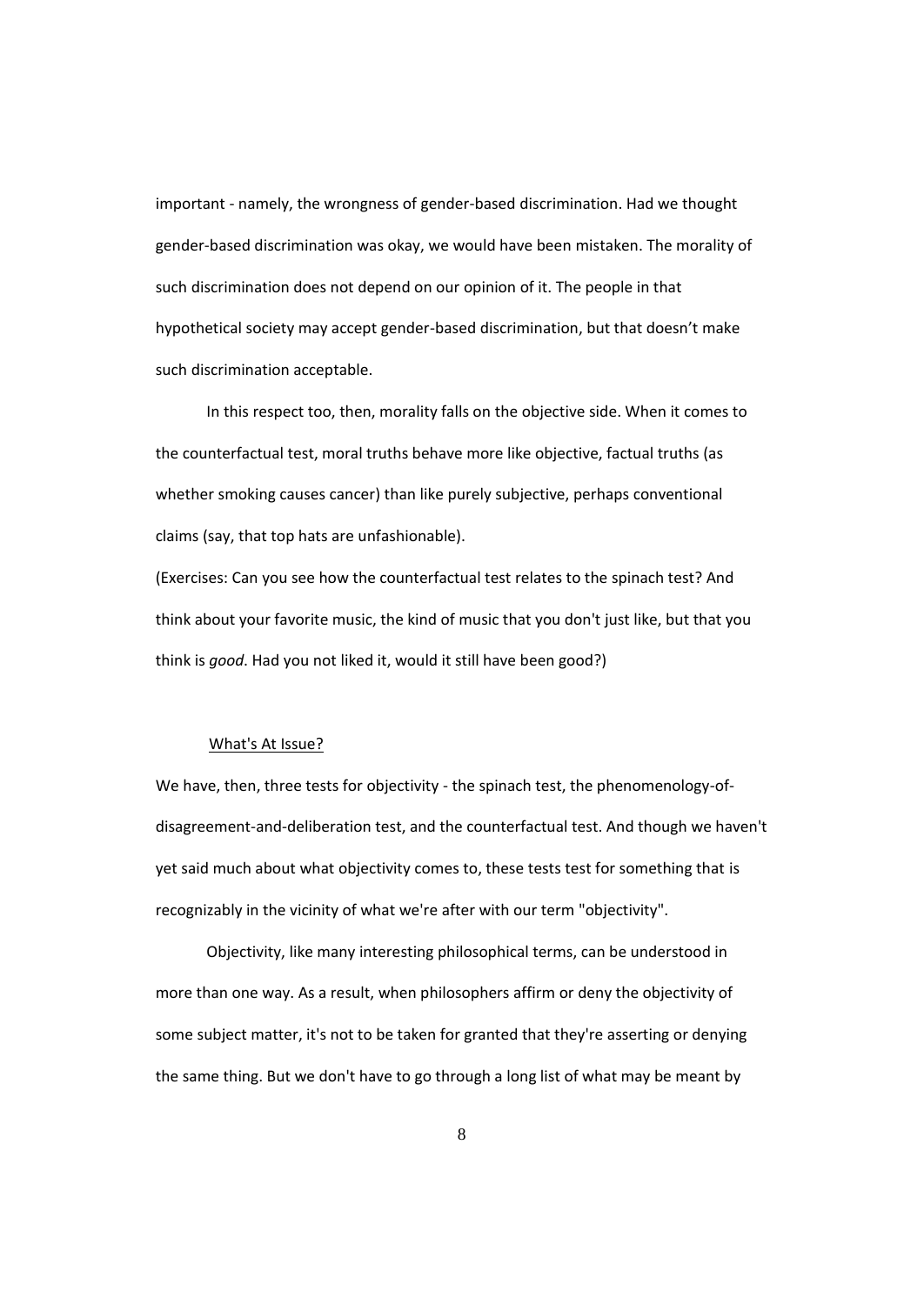important - namely, the wrongness of gender-based discrimination. Had we thought gender-based discrimination was okay, we would have been mistaken. The morality of such discrimination does not depend on our opinion of it. The people in that hypothetical society may accept gender-based discrimination, but that doesn't make such discrimination acceptable.

In this respect too, then, morality falls on the objective side. When it comes to the counterfactual test, moral truths behave more like objective, factual truths (as whether smoking causes cancer) than like purely subjective, perhaps conventional claims (say, that top hats are unfashionable).

(Exercises: Can you see how the counterfactual test relates to the spinach test? And think about your favorite music, the kind of music that you don't just like, but that you think is *good*. Had you not liked it, would it still have been good?)

## What's At Issue?

We have, then, three tests for objectivity - the spinach test, the phenomenology-of-disagreement-and-deliberation test, and the counterfactual test. And though we haven't yet said much about what objectivity comes to, these tests test for something that is recognizably in the vicinity of what we're after with our term "objectivity".

Objectivity, like many interesting philosophical terms, can be understood in more than one way. As a result, when philosophers affirm or deny the objectivity of some subject matter, it's not to be taken for granted that they're asserting or denying the same thing. But we don't have to go through a long list of what may be meant by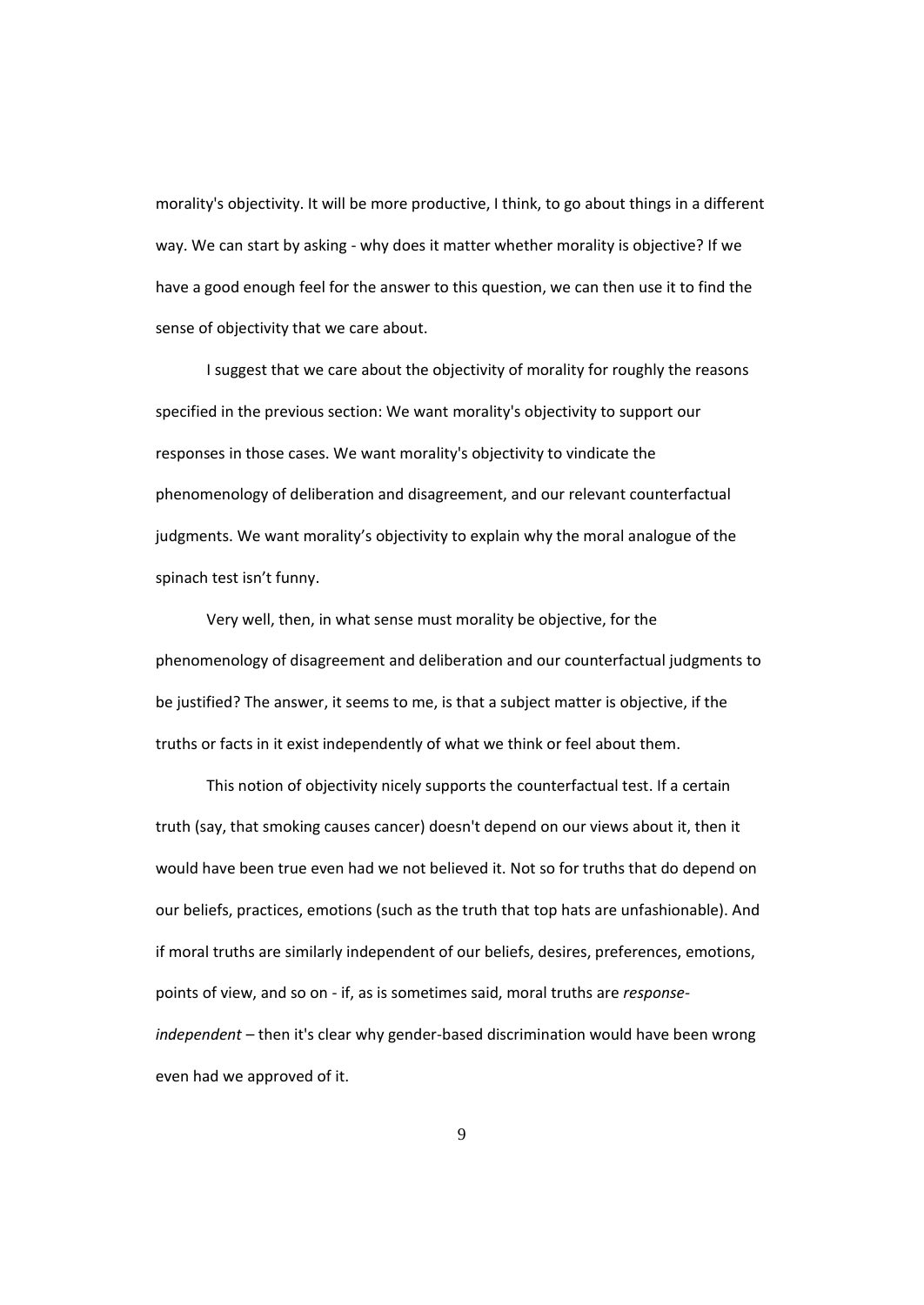morality's objectivity. It will be more productive, I think, to go about things in a different way. We can start by asking - why does it matter whether morality is objective? If we have a good enough feel for the answer to this question, we can then use it to find the sense of objectivity that we care about.

I suggest that we care about the objectivity of morality for roughly the reasons specified in the previous section: We want morality's objectivity to support our responses in those cases. We want morality's objectivity to vindicate the phenomenology of deliberation and disagreement, and our relevant counterfactual judgments. We want morality's objectivity to explain why the moral analogue of the spinach test isn't funny.

Very well, then, in what sense must morality be objective, for the phenomenology of disagreement and deliberation and our counterfactual judgments to be justified? The answer, it seems to me, is that a subject matter is objective, if the truths or facts in it exist independently of what we think or feel about them.

This notion of objectivity nicely supports the counterfactual test. If a certain truth (say, that smoking causes cancer) doesn't depend on our views about it, then it would have been true even had we not believed it. Not so for truths that do depend on our beliefs, practices, emotions (such as the truth that top hats are unfashionable). And if moral truths are similarly independent of our beliefs, desires, preferences, emotions, points of view, and so on - if, as is sometimes said, moral truths are *response-independent* – then it's clear why gender-based discrimination would have been wrong even had we approved of it.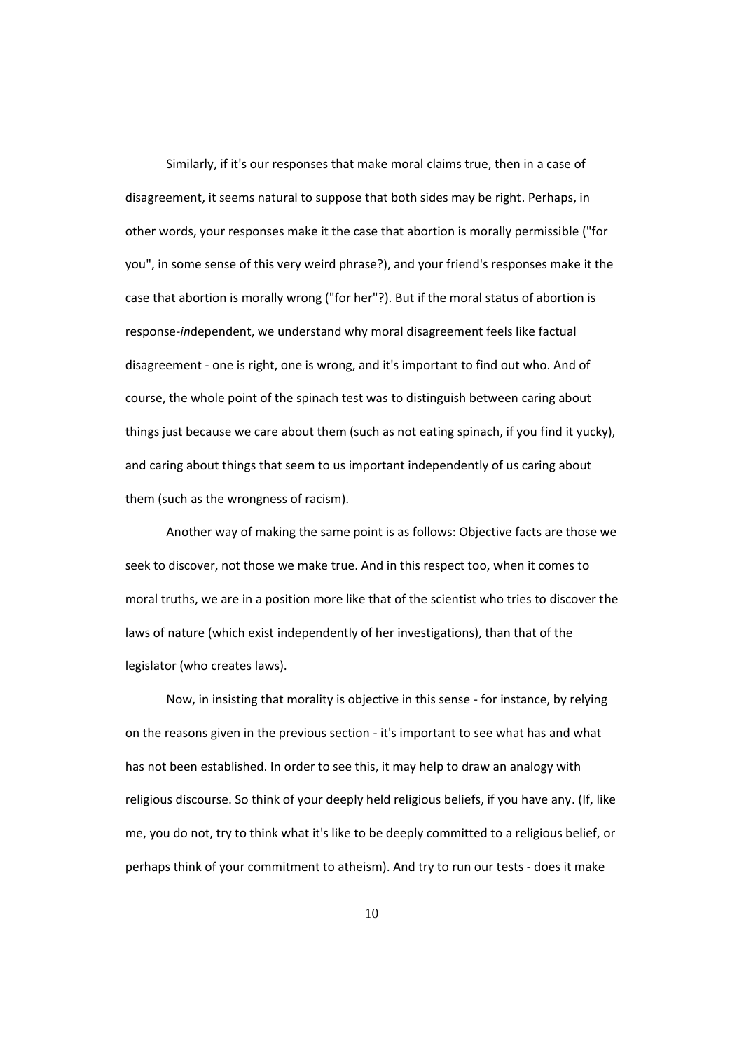Similarly, if it's our responses that make moral claims true, then in a case of disagreement, it seems natural to suppose that both sides may be right. Perhaps, in other words, your responses make it the case that abortion is morally permissible ("for you", in some sense of this very weird phrase?), and your friend's responses make it the case that abortion is morally wrong ("for her"?). But if the moral status of abortion is response-*in*dependent, we understand why moral disagreement feels like factual disagreement - one is right, one is wrong, and it's important to find out who. And of course, the whole point of the spinach test was to distinguish between caring about things just because we care about them (such as not eating spinach, if you find it yucky), and caring about things that seem to us important independently of us caring about them (such as the wrongness of racism).

Another way of making the same point is as follows: Objective facts are those we seek to discover, not those we make true. And in this respect too, when it comes to moral truths, we are in a position more like that of the scientist who tries to discover the laws of nature (which exist independently of her investigations), than that of the legislator (who creates laws).

Now, in insisting that morality is objective in this sense - for instance, by relying on the reasons given in the previous section - it's important to see what has and what has not been established. In order to see this, it may help to draw an analogy with religious discourse. So think of your deeply held religious beliefs, if you have any. (If, like me, you do not, try to think what it's like to be deeply committed to a religious belief, or perhaps think of your commitment to atheism). And try to run our tests - does it make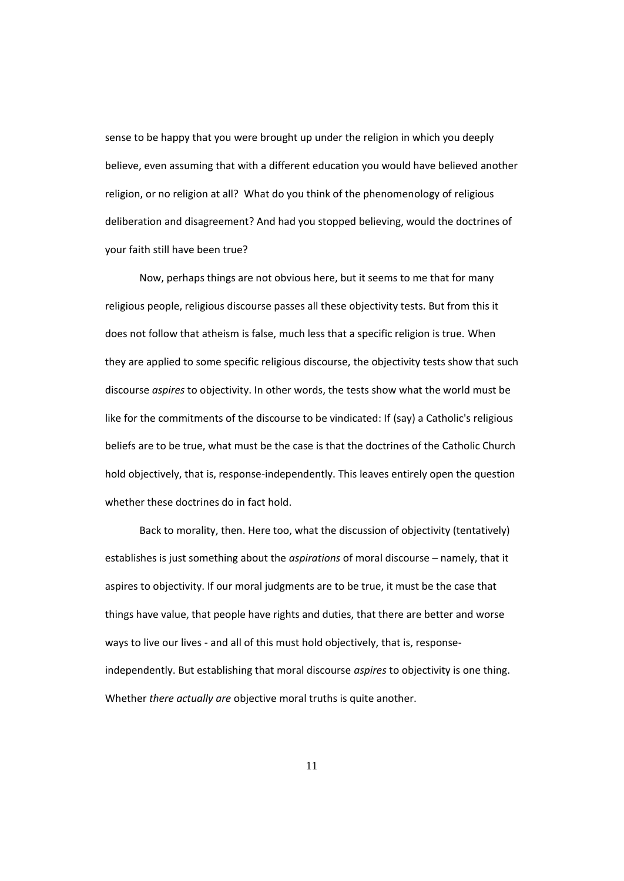sense to be happy that you were brought up under the religion in which you deeply believe, even assuming that with a different education you would have believed another religion, or no religion at all? What do you think of the phenomenology of religious deliberation and disagreement? And had you stopped believing, would the doctrines of your faith still have been true?

Now, perhaps things are not obvious here, but it seems to me that for many religious people, religious discourse passes all these objectivity tests. But from this it does not follow that atheism is false, much less that a specific religion is true. When they are applied to some specific religious discourse, the objectivity tests show that such discourse *aspires* to objectivity. In other words, the tests show what the world must be like for the commitments of the discourse to be vindicated: If (say) a Catholic's religious beliefs are to be true, what must be the case is that the doctrines of the Catholic Church hold objectively, that is, response-independently. This leaves entirely open the question whether these doctrines do in fact hold.

Back to morality, then. Here too, what the discussion of objectivity (tentatively) establishes is just something about the *aspirations* of moral discourse – namely, that it aspires to objectivity. If our moral judgments are to be true, it must be the case that things have value, that people have rights and duties, that there are better and worse ways to live our lives - and all of this must hold objectively, that is, response-independently. But establishing that moral discourse *aspires* to objectivity is one thing. Whether *there actually are* objective moral truths is quite another.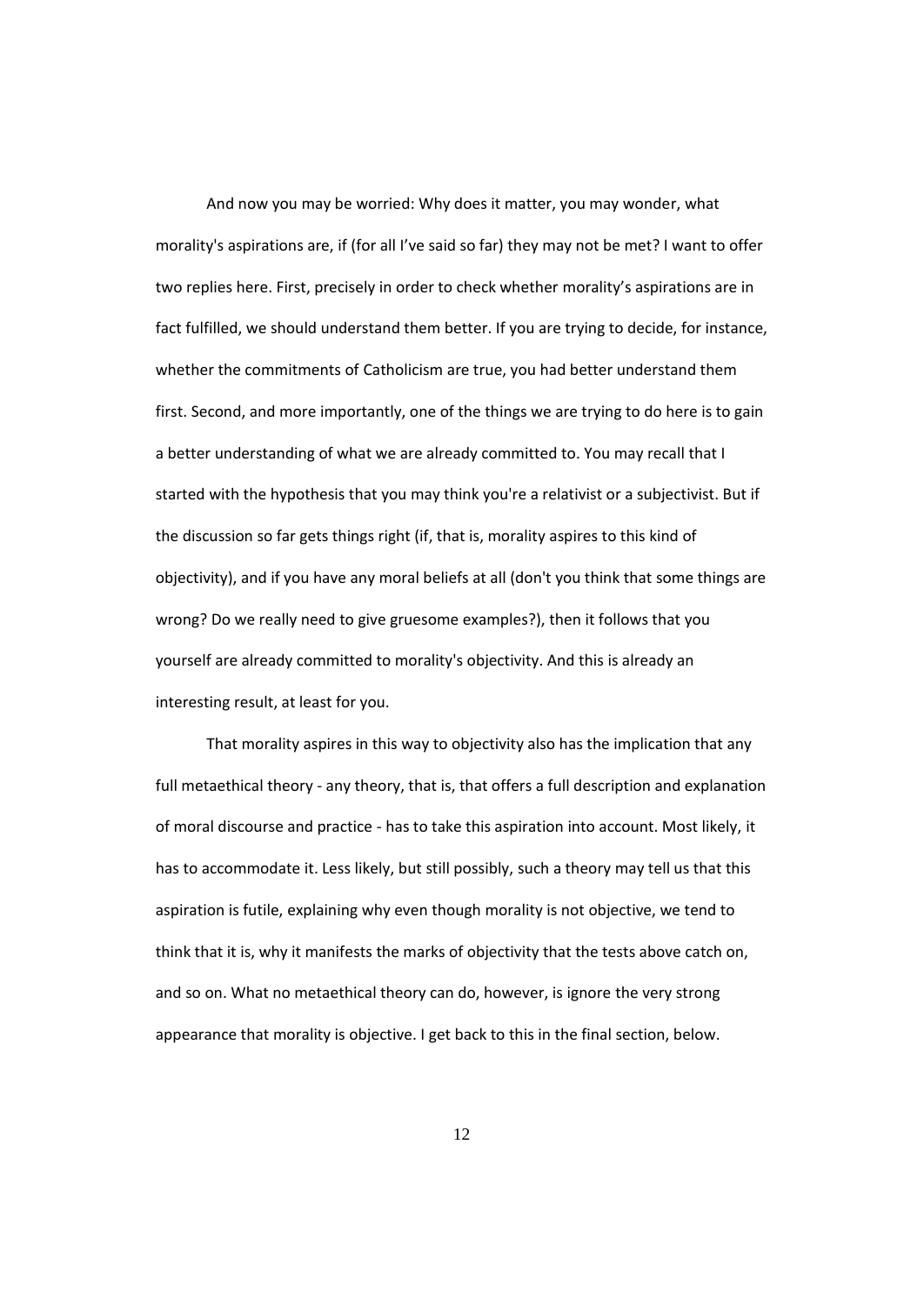And now you may be worried: Why does it matter, you may wonder, what morality's aspirations are, if (for all I've said so far) they may not be met? I want to offer two replies here. First, precisely in order to check whether morality's aspirations are in fact fulfilled, we should understand them better. If you are trying to decide, for instance, whether the commitments of Catholicism are true, you had better understand them first. Second, and more importantly, one of the things we are trying to do here is to gain a better understanding of what we are already committed to. You may recall that I started with the hypothesis that you may think you're a relativist or a subjectivist. But if the discussion so far gets things right (if, that is, morality aspires to this kind of objectivity), and if you have any moral beliefs at all (don't you think that some things are wrong? Do we really need to give gruesome examples?), then it follows that you yourself are already committed to morality's objectivity. And this is already an interesting result, at least for you.

That morality aspires in this way to objectivity also has the implication that any full metaethical theory - any theory, that is, that offers a full description and explanation of moral discourse and practice - has to take this aspiration into account. Most likely, it has to accommodate it. Less likely, but still possibly, such a theory may tell us that this aspiration is futile, explaining why even though morality is not objective, we tend to think that it is, why it manifests the marks of objectivity that the tests above catch on, and so on. What no metaethical theory can do, however, is ignore the very strong appearance that morality is objective. I get back to this in the final section, below.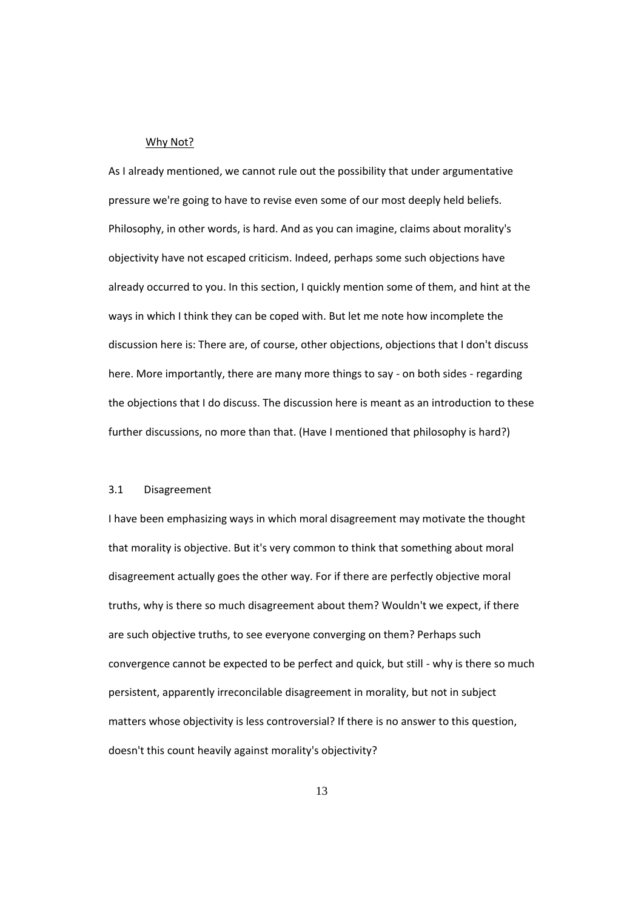## Why Not?

As I already mentioned, we cannot rule out the possibility that under argumentative pressure we're going to have to revise even some of our most deeply held beliefs. Philosophy, in other words, is hard. And as you can imagine, claims about morality's objectivity have not escaped criticism. Indeed, perhaps some such objections have already occurred to you. In this section, I quickly mention some of them, and hint at the ways in which I think they can be coped with. But let me note how incomplete the discussion here is: There are, of course, other objections, objections that I don't discuss here. More importantly, there are many more things to say - on both sides - regarding the objections that I do discuss. The discussion here is meant as an introduction to these further discussions, no more than that. (Have I mentioned that philosophy is hard?)

### 3.1 Disagreement

I have been emphasizing ways in which moral disagreement may motivate the thought that morality is objective. But it's very common to think that something about moral disagreement actually goes the other way. For if there are perfectly objective moral truths, why is there so much disagreement about them? Wouldn't we expect, if there are such objective truths, to see everyone converging on them? Perhaps such convergence cannot be expected to be perfect and quick, but still - why is there so much persistent, apparently irreconcilable disagreement in morality, but not in subject matters whose objectivity is less controversial? If there is no answer to this question, doesn't this count heavily against morality's objectivity?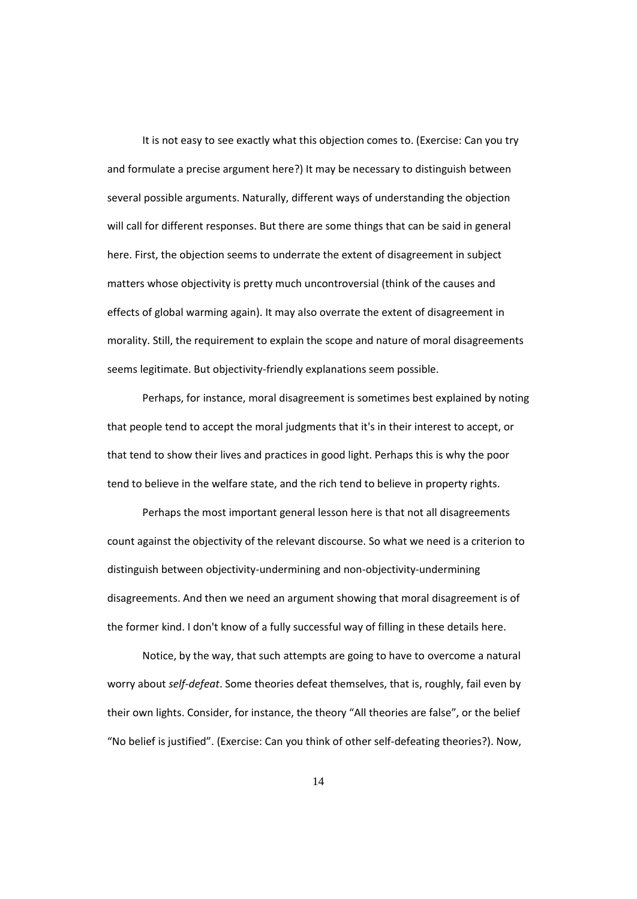It is not easy to see exactly what this objection comes to. (Exercise: Can you try and formulate a precise argument here?) It may be necessary to distinguish between several possible arguments. Naturally, different ways of understanding the objection will call for different responses. But there are some things that can be said in general here. First, the objection seems to underrate the extent of disagreement in subject matters whose objectivity is pretty much uncontroversial (think of the causes and effects of global warming again). It may also overrate the extent of disagreement in morality. Still, the requirement to explain the scope and nature of moral disagreements seems legitimate. But objectivity-friendly explanations seem possible.

Perhaps, for instance, moral disagreement is sometimes best explained by noting that people tend to accept the moral judgments that it's in their interest to accept, or that tend to show their lives and practices in good light. Perhaps this is why the poor tend to believe in the welfare state, and the rich tend to believe in property rights.

Perhaps the most important general lesson here is that not all disagreements count against the objectivity of the relevant discourse. So what we need is a criterion to distinguish between objectivity-undermining and non-objectivity-undermining disagreements. And then we need an argument showing that moral disagreement is of the former kind. I don't know of a fully successful way of filling in these details here.

Notice, by the way, that such attempts are going to have to overcome a natural worry about *self-defeat*. Some theories defeat themselves, that is, roughly, fail even by their own lights. Consider, for instance, the theory "All theories are false", or the belief "No belief is justified". (Exercise: Can you think of other self-defeating theories?). Now,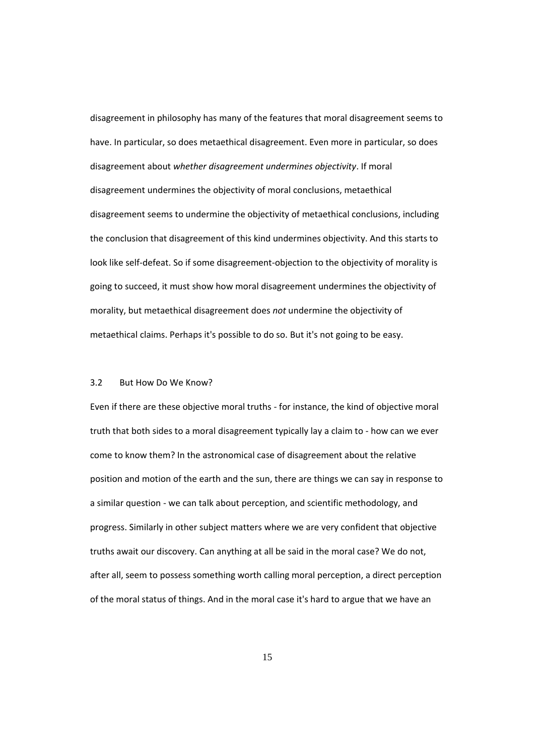disagreement in philosophy has many of the features that moral disagreement seems to have. In particular, so does metaethical disagreement. Even more in particular, so does disagreement about *whether disagreement undermines objectivity*. If moral disagreement undermines the objectivity of moral conclusions, metaethical disagreement seems to undermine the objectivity of metaethical conclusions, including the conclusion that disagreement of this kind undermines objectivity. And this starts to look like self-defeat. So if some disagreement-objection to the objectivity of morality is going to succeed, it must show how moral disagreement undermines the objectivity of morality, but metaethical disagreement does *not* undermine the objectivity of metaethical claims. Perhaps it's possible to do so. But it's not going to be easy.

### 3.2 But How Do We Know?

Even if there are these objective moral truths - for instance, the kind of objective moral truth that both sides to a moral disagreement typically lay a claim to - how can we ever come to know them? In the astronomical case of disagreement about the relative position and motion of the earth and the sun, there are things we can say in response to a similar question - we can talk about perception, and scientific methodology, and progress. Similarly in other subject matters where we are very confident that objective truths await our discovery. Can anything at all be said in the moral case? We do not, after all, seem to possess something worth calling moral perception, a direct perception of the moral status of things. And in the moral case it's hard to argue that we have an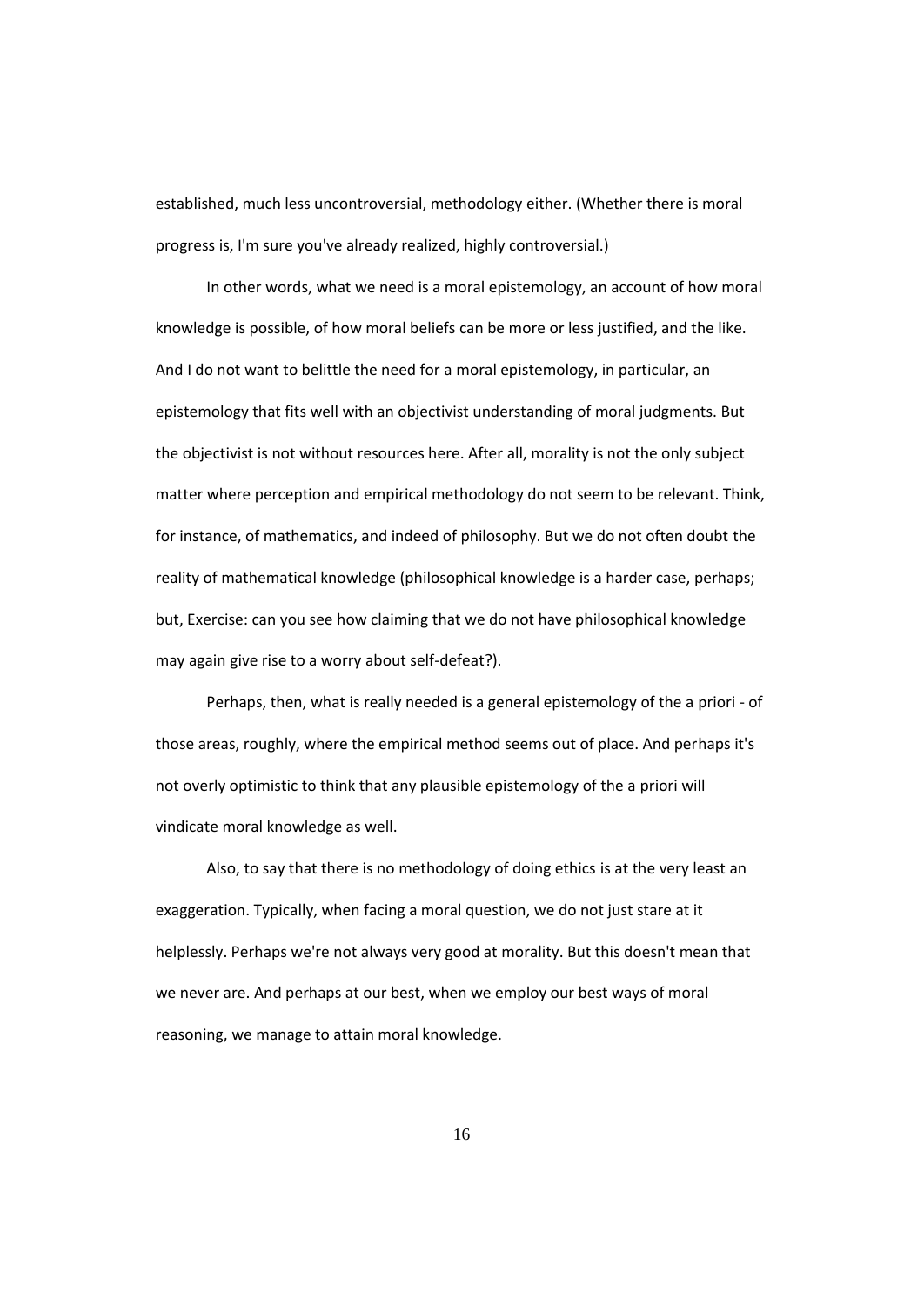established, much less uncontroversial, methodology either. (Whether there is moral progress is, I'm sure you've already realized, highly controversial.)

In other words, what we need is a moral epistemology, an account of how moral knowledge is possible, of how moral beliefs can be more or less justified, and the like. And I do not want to belittle the need for a moral epistemology, in particular, an epistemology that fits well with an objectivist understanding of moral judgments. But the objectivist is not without resources here. After all, morality is not the only subject matter where perception and empirical methodology do not seem to be relevant. Think, for instance, of mathematics, and indeed of philosophy. But we do not often doubt the reality of mathematical knowledge (philosophical knowledge is a harder case, perhaps; but, Exercise: can you see how claiming that we do not have philosophical knowledge may again give rise to a worry about self-defeat?).

Perhaps, then, what is really needed is a general epistemology of the a priori - of those areas, roughly, where the empirical method seems out of place. And perhaps it's not overly optimistic to think that any plausible epistemology of the a priori will vindicate moral knowledge as well.

Also, to say that there is no methodology of doing ethics is at the very least an exaggeration. Typically, when facing a moral question, we do not just stare at it helplessly. Perhaps we're not always very good at morality. But this doesn't mean that we never are. And perhaps at our best, when we employ our best ways of moral reasoning, we manage to attain moral knowledge.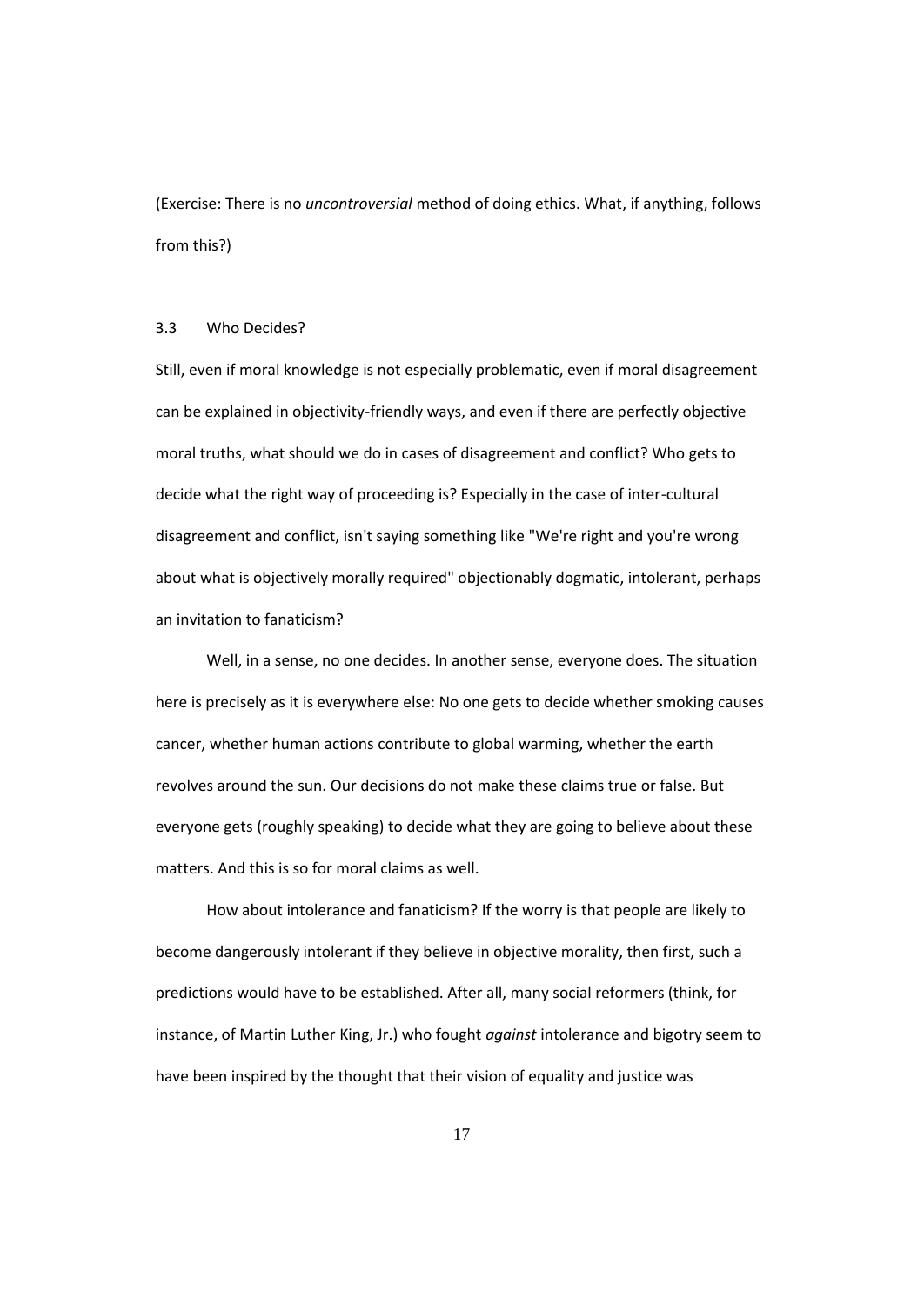(Exercise: There is no *uncontroversial* method of doing ethics. What, if anything, follows from this?)

### 3.3 Who Decides?

Still, even if moral knowledge is not especially problematic, even if moral disagreement can be explained in objectivity-friendly ways, and even if there are perfectly objective moral truths, what should we do in cases of disagreement and conflict? Who gets to decide what the right way of proceeding is? Especially in the case of inter-cultural disagreement and conflict, isn't saying something like "We're right and you're wrong about what is objectively morally required" objectionably dogmatic, intolerant, perhaps an invitation to fanaticism?

Well, in a sense, no one decides. In another sense, everyone does. The situation here is precisely as it is everywhere else: No one gets to decide whether smoking causes cancer, whether human actions contribute to global warming, whether the earth revolves around the sun. Our decisions do not make these claims true or false. But everyone gets (roughly speaking) to decide what they are going to believe about these matters. And this is so for moral claims as well.

How about intolerance and fanaticism? If the worry is that people are likely to become dangerously intolerant if they believe in objective morality, then first, such a predictions would have to be established. After all, many social reformers (think, for instance, of Martin Luther King, Jr.) who fought *against* intolerance and bigotry seem to have been inspired by the thought that their vision of equality and justice was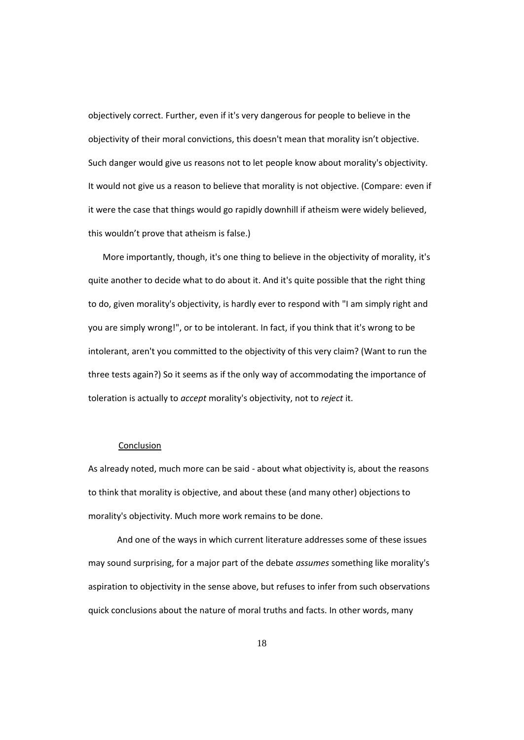objectively correct. Further, even if it's very dangerous for people to believe in the objectivity of their moral convictions, this doesn't mean that morality isn't objective. Such danger would give us reasons not to let people know about morality's objectivity. It would not give us a reason to believe that morality is not objective. (Compare: even if it were the case that things would go rapidly downhill if atheism were widely believed, this wouldn't prove that atheism is false.)

More importantly, though, it's one thing to believe in the objectivity of morality, it's quite another to decide what to do about it. And it's quite possible that the right thing to do, given morality's objectivity, is hardly ever to respond with "I am simply right and you are simply wrong!", or to be intolerant. In fact, if you think that it's wrong to be intolerant, aren't you committed to the objectivity of this very claim? (Want to run the three tests again?) So it seems as if the only way of accommodating the importance of toleration is actually to *accept* morality's objectivity, not to *reject* it.

## Conclusion

As already noted, much more can be said - about what objectivity is, about the reasons to think that morality is objective, and about these (and many other) objections to morality's objectivity. Much more work remains to be done.

And one of the ways in which current literature addresses some of these issues may sound surprising, for a major part of the debate *assumes* something like morality's aspiration to objectivity in the sense above, but refuses to infer from such observations quick conclusions about the nature of moral truths and facts. In other words, many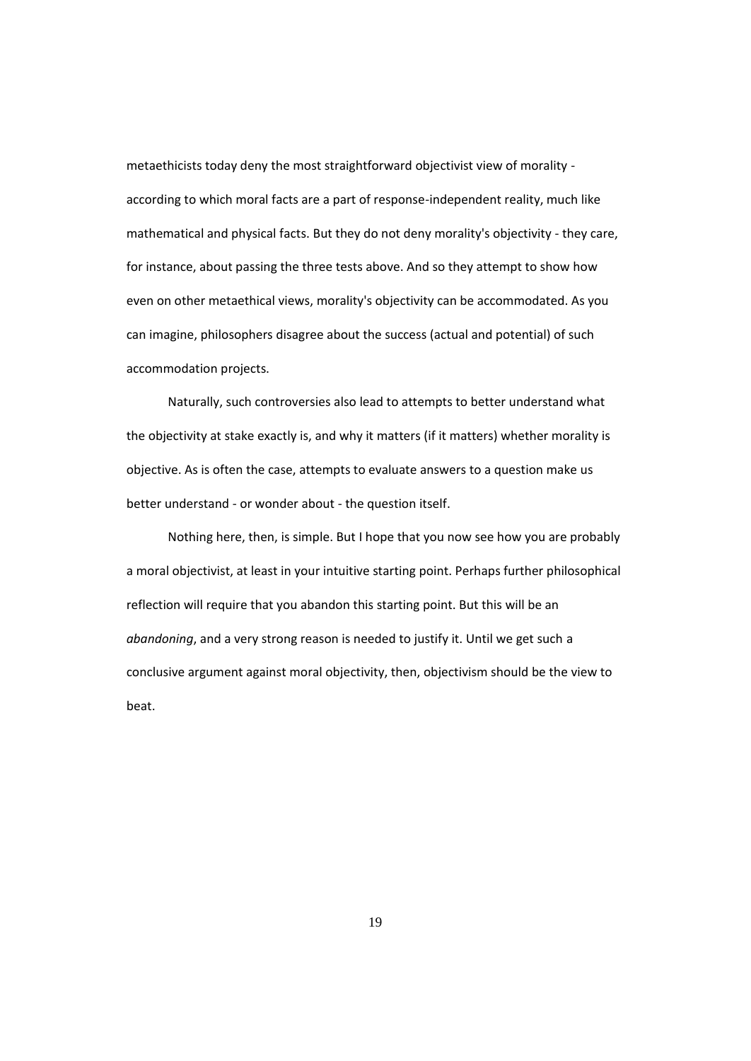metaethicists today deny the most straightforward objectivist view of morality - according to which moral facts are a part of response-independent reality, much like mathematical and physical facts. But they do not deny morality's objectivity - they care, for instance, about passing the three tests above. And so they attempt to show how even on other metaethical views, morality's objectivity can be accommodated. As you can imagine, philosophers disagree about the success (actual and potential) of such accommodation projects.

Naturally, such controversies also lead to attempts to better understand what the objectivity at stake exactly is, and why it matters (if it matters) whether morality is objective. As is often the case, attempts to evaluate answers to a question make us better understand - or wonder about - the question itself.

Nothing here, then, is simple. But I hope that you now see how you are probably a moral objectivist, at least in your intuitive starting point. Perhaps further philosophical reflection will require that you abandon this starting point. But this will be an *abandoning*, and a very strong reason is needed to justify it. Until we get such a conclusive argument against moral objectivity, then, objectivism should be the view to beat.